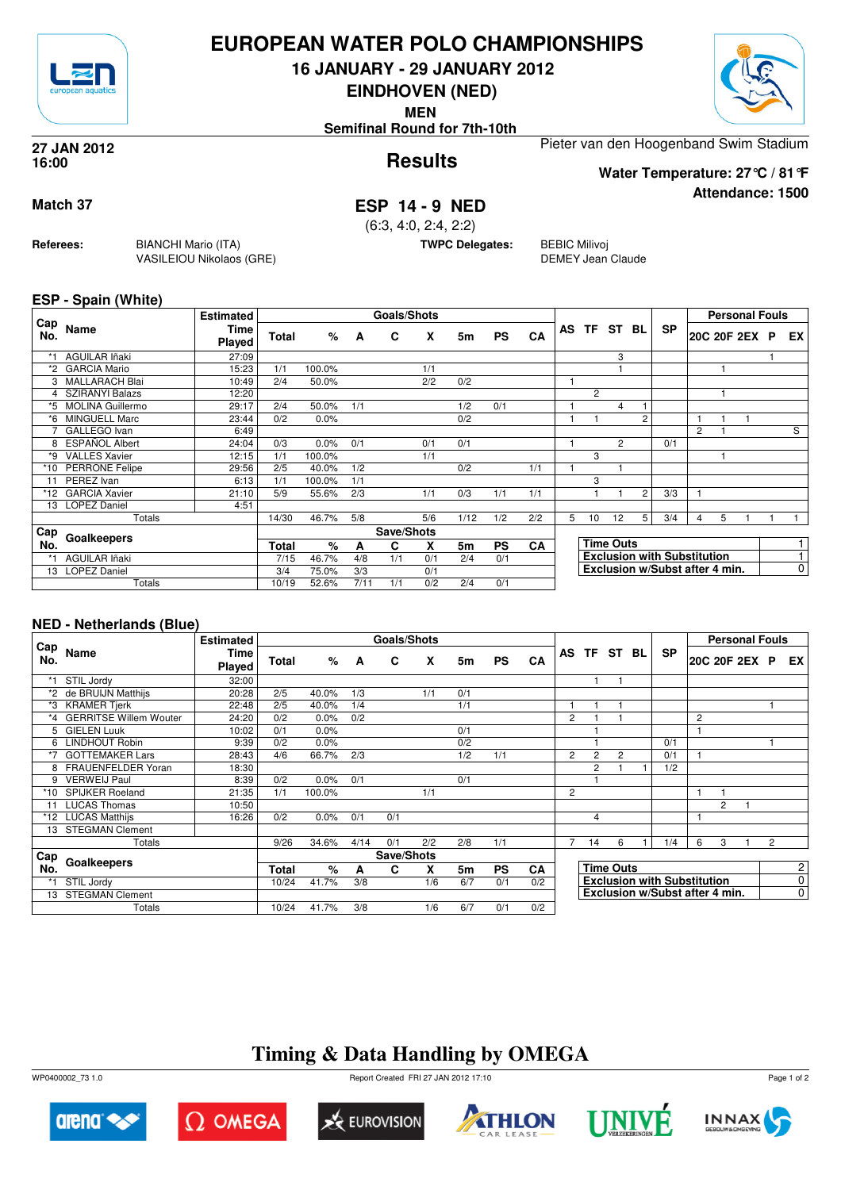# EUROPEAN WATER POLO CHAMPIONSHIPS

## 16 JANUARY - 29 JANUARY 2012

## EINDHOVEN (NED)

**MEN**

**Semifinal Round for 7th-10th**

**27 JAN 2012**
**16:00**

## Results

Pieter van den Hoogenband Swim Stadium

**Water Temperature: 27°C / 81°F**

**Attendance: 1500**

**Match 37**

## ESP 14 - 9 NED

(6:3, 4:0, 2:4, 2:2)

**Referees:** BIANCHI Mario (ITA), VASILEIOU Nikolaos (GRE)

**TWPC Delegates:** BEBIC Milivoj, DEMEY Jean Claude

### ESP - Spain (White)

| Cap No. | Name | Estimated Time Played | Total | % | A | C | X | 5m | PS | CA | AS | TF | ST | BL | SP | 20C | 20F | 2EX | P | EX |
|---|---|---|---|---|---|---|---|---|---|---|---|---|---|---|---|---|---|---|---|---|
| *1 | AGUILAR Iñaki | 27:09 | | | | | | | | | | | 3 | | | | | | 1 | |
| *2 | GARCIA Mario | 15:23 | 1/1 | 100.0% | | | 1/1 | | | | | | 1 | | | | 1 | | | |
| 3 | MALLARACH Blai | 10:49 | 2/4 | 50.0% | | | 2/2 | 0/2 | | | 1 | | | | | | | | | |
| 4 | SZIRANYI Balazs | 12:20 | | | | | | | | | | 2 | | | | | 1 | | | |
| *5 | MOLINA Guillermo | 29:17 | 2/4 | 50.0% | 1/1 | | | 1/2 | 0/1 | | 1 | | 4 | 1 | | | | | | |
| *6 | MINGUELL Marc | 23:44 | 0/2 | 0.0% | | | | 0/2 | | | 1 | 1 | | 2 | | 1 | 1 | 1 | | |
| 7 | GALLEGO Ivan | 6:49 | | | | | | | | | | | | | | 2 | 1 | | | S |
| 8 | ESPAÑOL Albert | 24:04 | 0/3 | 0.0% | 0/1 | | 0/1 | 0/1 | | | 1 | | 2 | | 0/1 | | | | | |
| *9 | VALLES Xavier | 12:15 | 1/1 | 100.0% | | | 1/1 | | | | | 3 | | | | | 1 | | | |
| *10 | PERRONE Felipe | 29:56 | 2/5 | 40.0% | 1/2 | | | 0/2 | | 1/1 | 1 | | 1 | | | | | | | |
| 11 | PEREZ Ivan | 6:13 | 1/1 | 100.0% | 1/1 | | | | | | | 3 | | | | | | | | |
| *12 | GARCIA Xavier | 21:10 | 5/9 | 55.6% | 2/3 | | 1/1 | 0/3 | 1/1 | 1/1 | | 1 | 1 | 2 | 3/3 | 1 | | | | |
| 13 | LOPEZ Daniel | 4:51 | | | | | | | | | | | | | | | | | | |
| | Totals | | 14/30 | 46.7% | 5/8 | | 5/6 | 1/12 | 1/2 | 2/2 | 5 | 10 | 12 | 5 | 3/4 | 4 | 5 | 1 | 1 | 1 |

| Cap No. | Goalkeepers | Total | % | A | C | X | 5m | PS | CA |
|---|---|---|---|---|---|---|---|---|---|
| *1 | AGUILAR Iñaki | 7/15 | 46.7% | 4/8 | 1/1 | 0/1 | 2/4 | 0/1 | |
| 13 | LOPEZ Daniel | 3/4 | 75.0% | 3/3 | | 0/1 | | | |
| | Totals | 10/19 | 52.6% | 7/11 | 1/1 | 0/2 | 2/4 | 0/1 | |

| | |
|---|---|
| Time Outs | 1 |
| Exclusion with Substitution | 1 |
| Exclusion w/Subst after 4 min. | 0 |

### NED - Netherlands (Blue)

| Cap No. | Name | Estimated Time Played | Total | % | A | C | X | 5m | PS | CA | AS | TF | ST | BL | SP | 20C | 20F | 2EX | P | EX |
|---|---|---|---|---|---|---|---|---|---|---|---|---|---|---|---|---|---|---|---|---|
| *1 | STIL Jordy | 32:00 | | | | | | | | | | 1 | 1 | | | | | | | |
| *2 | de BRUIJN Matthijs | 20:28 | 2/5 | 40.0% | 1/3 | | 1/1 | 0/1 | | | | | | | | | | | | |
| *3 | KRAMER Tjerk | 22:48 | 2/5 | 40.0% | 1/4 | | | 1/1 | | | 1 | 1 | 1 | | | | | | 1 | |
| *4 | GERRITSE Willem Wouter | 24:20 | 0/2 | 0.0% | 0/2 | | | | | | 2 | 1 | 1 | | | 2 | | | | |
| 5 | GIELEN Luuk | 10:02 | 0/1 | 0.0% | | | | 0/1 | | | | 1 | | | | 1 | | | | |
| 6 | LINDHOUT Robin | 9:39 | 0/2 | 0.0% | | | | 0/2 | | | | 1 | | | 0/1 | | | | 1 | |
| *7 | GOTTEMAKER Lars | 28:43 | 4/6 | 66.7% | 2/3 | | | 1/2 | 1/1 | | 2 | 2 | 2 | | 0/1 | 1 | | | | |
| 8 | FRAUENFELDER Yoran | 18:30 | | | | | | | | | | 2 | 1 | 1 | 1/2 | | | | | |
| 9 | VERWEIJ Paul | 8:39 | 0/2 | 0.0% | 0/1 | | | 0/1 | | | | 1 | | | | | | | | |
| *10 | SPIJKER Roeland | 21:35 | 1/1 | 100.0% | | | 1/1 | | | | 2 | | | | | 1 | 1 | | | |
| 11 | LUCAS Thomas | 10:50 | | | | | | | | | | | | | | | 2 | 1 | | |
| *12 | LUCAS Matthijs | 16:26 | 0/2 | 0.0% | 0/1 | 0/1 | | | | | | 4 | | | | 1 | | | | |
| 13 | STEGMAN Clement | | | | | | | | | | | | | | | | | | | |
| | Totals | | 9/26 | 34.6% | 4/14 | 0/1 | 2/2 | 2/8 | 1/1 | | 7 | 14 | 6 | 1 | 1/4 | 6 | 3 | 1 | 2 | |

| Cap No. | Goalkeepers | Total | % | A | C | X | 5m | PS | CA |
|---|---|---|---|---|---|---|---|---|---|
| *1 | STIL Jordy | 10/24 | 41.7% | 3/8 | | 1/6 | 6/7 | 0/1 | 0/2 |
| 13 | STEGMAN Clement | | | | | | | | |
| | Totals | 10/24 | 41.7% | 3/8 | | 1/6 | 6/7 | 0/1 | 0/2 |

| | |
|---|---|
| Time Outs | 2 |
| Exclusion with Substitution | 0 |
| Exclusion w/Subst after 4 min. | 0 |

## Timing & Data Handling by OMEGA

WP0400002_73 1.0 Report Created FRI 27 JAN 2012 17:10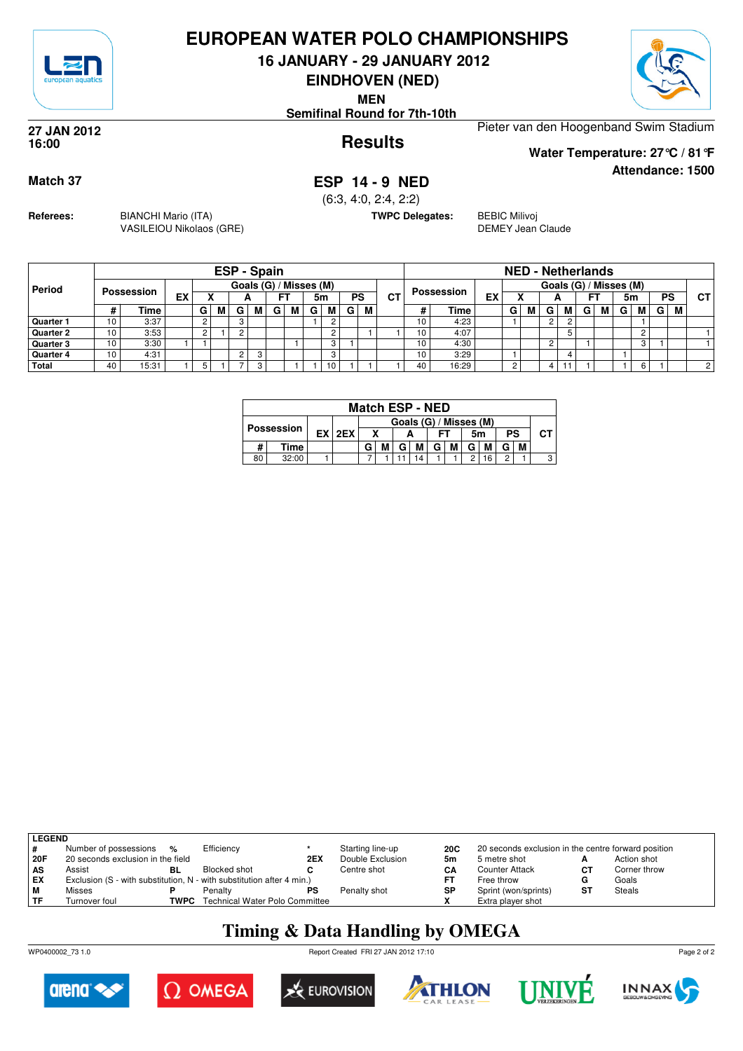# EUROPEAN WATER POLO CHAMPIONSHIPS

**16 JANUARY - 29 JANUARY 2012**

**EINDHOVEN (NED)**

**MEN**

**Semifinal Round for 7th-10th**

**27 JAN 2012**
**16:00**

## Results

Pieter van den Hoogenband Swim Stadium

**Water Temperature: 27°C / 81°F**

**Attendance: 1500**

**Match 37**

## ESP 14 - 9 NED

(6:3, 4:0, 2:4, 2:2)

**Referees:** BIANCHI Mario (ITA), VASILEIOU Nikolaos (GRE)

**TWPC Delegates:** BEBIC Milivoj, DEMEY Jean Claude

| Period | ESP - Spain | | | | | | | | | | | | | | NED - Netherlands | | | | | | | | | | | | | |
|---|---|---|---|---|---|---|---|---|---|---|---|---|---|---|---|---|---|---|---|---|---|---|---|---|---|---|---|---|
| | Possession | | EX | Goals (G) / Misses (M) | | | | | | | | | | CT | Possession | | EX | Goals (G) / Misses (M) | | | | | | | | | | CT |
| | | | | X | | A | | FT | | 5m | | PS | | | | | | X | | A | | FT | | 5m | | PS | | |
| | # | Time | | G | M | G | M | G | M | G | M | G | M | | # | Time | | G | M | G | M | G | M | G | M | G | M | |
| Quarter 1 | 10 | 3:37 | | 2 | | 3 | | | | 1 | 2 | | | | 10 | 4:23 | | 1 | | 2 | 2 | | | | 1 | | | |
| Quarter 2 | 10 | 3:53 | | 2 | 1 | 2 | | | | | 2 | | 1 | 1 | 10 | 4:07 | | | | | 5 | | | | 2 | | | 1 |
| Quarter 3 | 10 | 3:30 | 1 | 1 | | | | | 1 | | 3 | 1 | | | 10 | 4:30 | | | | 2 | | 1 | | | 3 | 1 | | 1 |
| Quarter 4 | 10 | 4:31 | | | | 2 | 3 | | | | 3 | | | | 10 | 3:29 | | 1 | | | 4 | | | 1 | | | | |
| Total | 40 | 15:31 | 1 | 5 | 1 | 7 | 3 | | 1 | 1 | 10 | 1 | 1 | 1 | 40 | 16:29 | | 2 | | 4 | 11 | 1 | | 1 | 6 | 1 | | 2 |

| Match ESP - NED | | | | | | | | | | | | | | |
|---|---|---|---|---|---|---|---|---|---|---|---|---|---|---|
| Possession | | EX | 2EX | Goals (G) / Misses (M) | | | | | | | | | | CT |
| | | | | X | | A | | FT | | 5m | | PS | | |
| # | Time | | | G | M | G | M | G | M | G | M | G | M | |
| 80 | 32:00 | 1 | | 7 | 1 | 11 | 14 | 1 | 1 | 2 | 16 | 2 | 1 | 3 |

| LEGEND | | | | | | | | | |
|---|---|---|---|---|---|---|---|---|---|
| # | Number of possessions | % | Efficiency | * | Starting line-up | 20C | 20 seconds exclusion in the centre forward position | | |
| 20F | 20 seconds exclusion in the field | | | 2EX | Double Exclusion | 5m | 5 metre shot | A | Action shot |
| AS | Assist | BL | Blocked shot | C | Centre shot | CA | Counter Attack | CT | Corner throw |
| EX | Exclusion (S - with substitution, N - with substitution after 4 min.) | | | | | FT | Free throw | G | Goals |
| M | Misses | P | Penalty | PS | Penalty shot | SP | Sprint (won/sprints) | ST | Steals |
| TF | Turnover foul | TWPC | Technical Water Polo Committee | | | X | Extra player shot | | |

## Timing & Data Handling by OMEGA

WP0400002_73 1.0 — Report Created FRI 27 JAN 2012 17:10